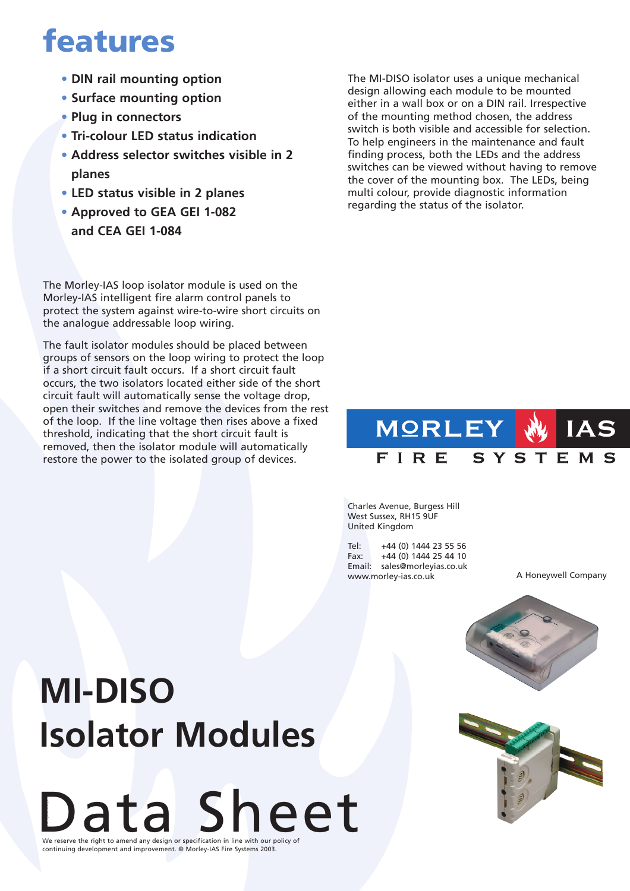# MI-DISO Isolator Modules

# Data Sheet

## features

- DIN rail mounting option
- Surface mounting option
- Plug in connectors
- Tri-colour LED status indication
- Address selector switches visible in 2 planes
- LED status visible in 2 planes
- Approved to GEA GEI 1-082 and CEA GEI 1-084

The Morley-IAS loop isolator module is used on the Morley-IAS intelligent fire alarm control panels to protect the system against wire-to-wire short circuits on the analogue addressable loop wiring.

The fault isolator modules should be placed between groups of sensors on the loop wiring to protect the loop if a short circuit fault occurs. If a short circuit fault occurs, the two isolators located either side of the short circuit fault will automatically sense the voltage drop, open their switches and remove the devices from the rest of the loop. If the line voltage then rises above a fixed threshold, indicating that the short circuit fault is removed, then the isolator module will automatically restore the power to the isolated group of devices.

The MI-DISO isolator uses a unique mechanical design allowing each module to be mounted either in a wall box or on a DIN rail. Irrespective of the mounting method chosen, the address switch is both visible and accessible for selection. To help engineers in the maintenance and fault finding process, both the LEDs and the address switches can be viewed without having to remove the cover of the mounting box. The LEDs, being multi colour, provide diagnostic information regarding the status of the isolator.

MORLEY IAS
FIRE SYSTEMS

Charles Avenue, Burgess Hill
West Sussex, RH15 9UF
United Kingdom

Tel: +44 (0) 1444 23 55 56
Fax: +44 (0) 1444 25 44 10
Email: sales@morleyias.co.uk
www.morley-ias.co.uk

A Honeywell Company

We reserve the right to amend any design or specification in line with our policy of continuing development and improvement. © Morley-IAS Fire Systems 2003.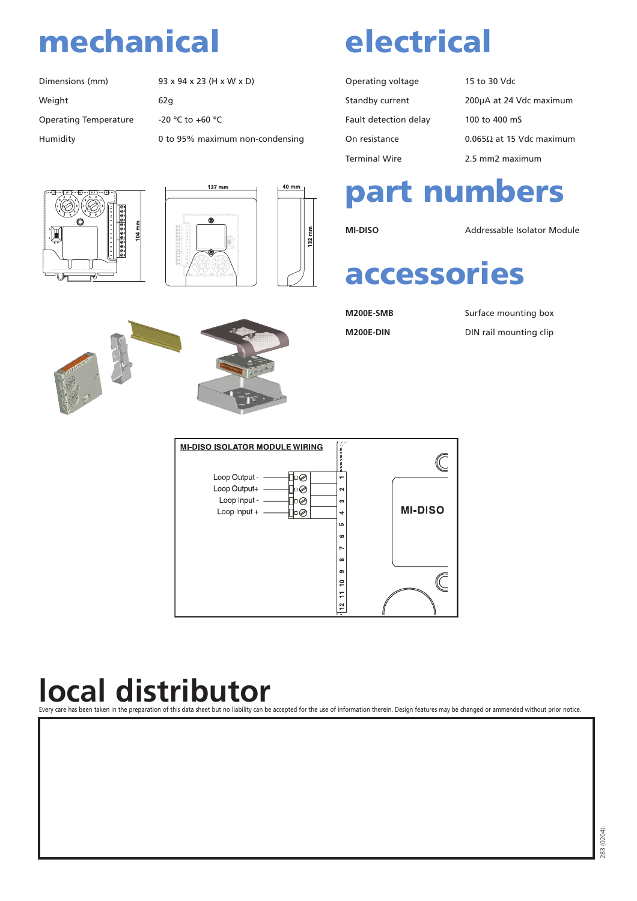# mechanical

| | |
|---|---|
| Dimensions (mm) | 93 x 94 x 23 (H x W x D) |
| Weight | 62g |
| Operating Temperature | -20 °C to +60 °C |
| Humidity | 0 to 95% maximum non-condensing |

# electrical

| | |
|---|---|
| Operating voltage | 15 to 30 Vdc |
| Standby current | 200µA at 24 Vdc maximum |
| Fault detection delay | 100 to 400 mS |
| On resistance | 0.065Ω at 15 Vdc maximum |
| Terminal Wire | 2.5 mm2 maximum |

104 mm

137 mm

40 mm

132 mm

# part numbers

| | |
|---|---|
| **MI-DISO** | Addressable Isolator Module |

# accessories

| | |
|---|---|
| **M200E-SMB** | Surface mounting box |
| **M200E-DIN** | DIN rail mounting clip |

MI-DISO ISOLATOR MODULE WIRING

Loop Output -
Loop Output+
Loop Input -
Loop Input +

1 2 3 4 5 6 7 8 9 10 11 12

MI-DISO

# local distributor

Every care has been taken in the preparation of this data sheet but no liability can be accepted for the use of information therein. Design features may be changed or ammended without prior notice.

283 (0204).